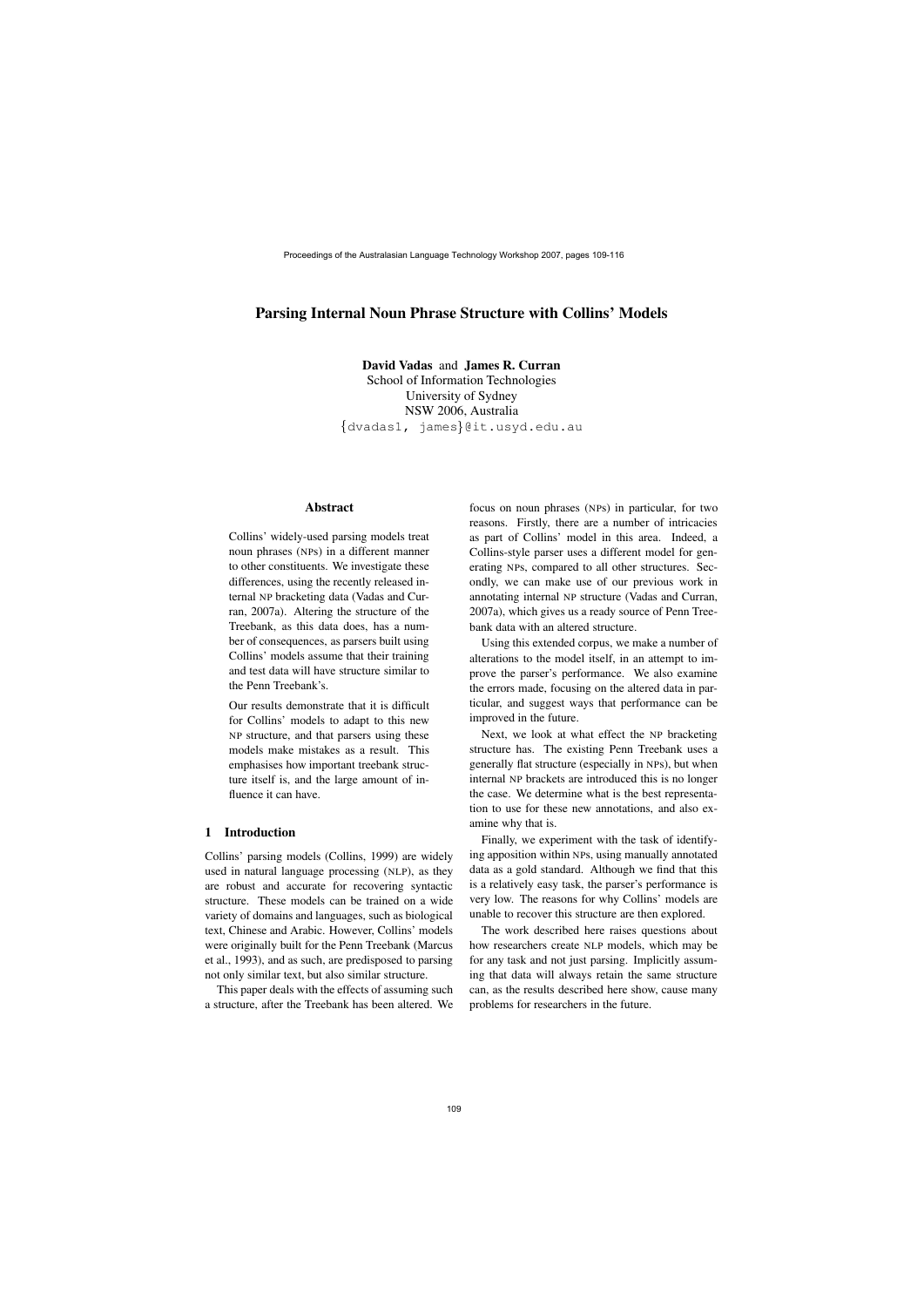# Parsing Internal Noun Phrase Structure with Collins' Models

**David Vadas** and **James R. Curran**
School of Information Technologies
University of Sydney
NSW 2006, Australia
{dvadas1, james}@it.usyd.edu.au

## Abstract

Collins' widely-used parsing models treat noun phrases (NPs) in a different manner to other constituents. We investigate these differences, using the recently released internal NP bracketing data (Vadas and Curran, 2007a). Altering the structure of the Treebank, as this data does, has a number of consequences, as parsers built using Collins' models assume that their training and test data will have structure similar to the Penn Treebank's.

Our results demonstrate that it is difficult for Collins' models to adapt to this new NP structure, and that parsers using these models make mistakes as a result. This emphasises how important treebank structure itself is, and the large amount of influence it can have.

## 1 Introduction

Collins' parsing models (Collins, 1999) are widely used in natural language processing (NLP), as they are robust and accurate for recovering syntactic structure. These models can be trained on a wide variety of domains and languages, such as biological text, Chinese and Arabic. However, Collins' models were originally built for the Penn Treebank (Marcus et al., 1993), and as such, are predisposed to parsing not only similar text, but also similar structure.

This paper deals with the effects of assuming such a structure, after the Treebank has been altered. We focus on noun phrases (NPs) in particular, for two reasons. Firstly, there are a number of intricacies as part of Collins' model in this area. Indeed, a Collins-style parser uses a different model for generating NPs, compared to all other structures. Secondly, we can make use of our previous work in annotating internal NP structure (Vadas and Curran, 2007a), which gives us a ready source of Penn Treebank data with an altered structure.

Using this extended corpus, we make a number of alterations to the model itself, in an attempt to improve the parser's performance. We also examine the errors made, focusing on the altered data in particular, and suggest ways that performance can be improved in the future.

Next, we look at what effect the NP bracketing structure has. The existing Penn Treebank uses a generally flat structure (especially in NPs), but when internal NP brackets are introduced this is no longer the case. We determine what is the best representation to use for these new annotations, and also examine why that is.

Finally, we experiment with the task of identifying apposition within NPs, using manually annotated data as a gold standard. Although we find that this is a relatively easy task, the parser's performance is very low. The reasons for why Collins' models are unable to recover this structure are then explored.

The work described here raises questions about how researchers create NLP models, which may be for any task and not just parsing. Implicitly assuming that data will always retain the same structure can, as the results described here show, cause many problems for researchers in the future.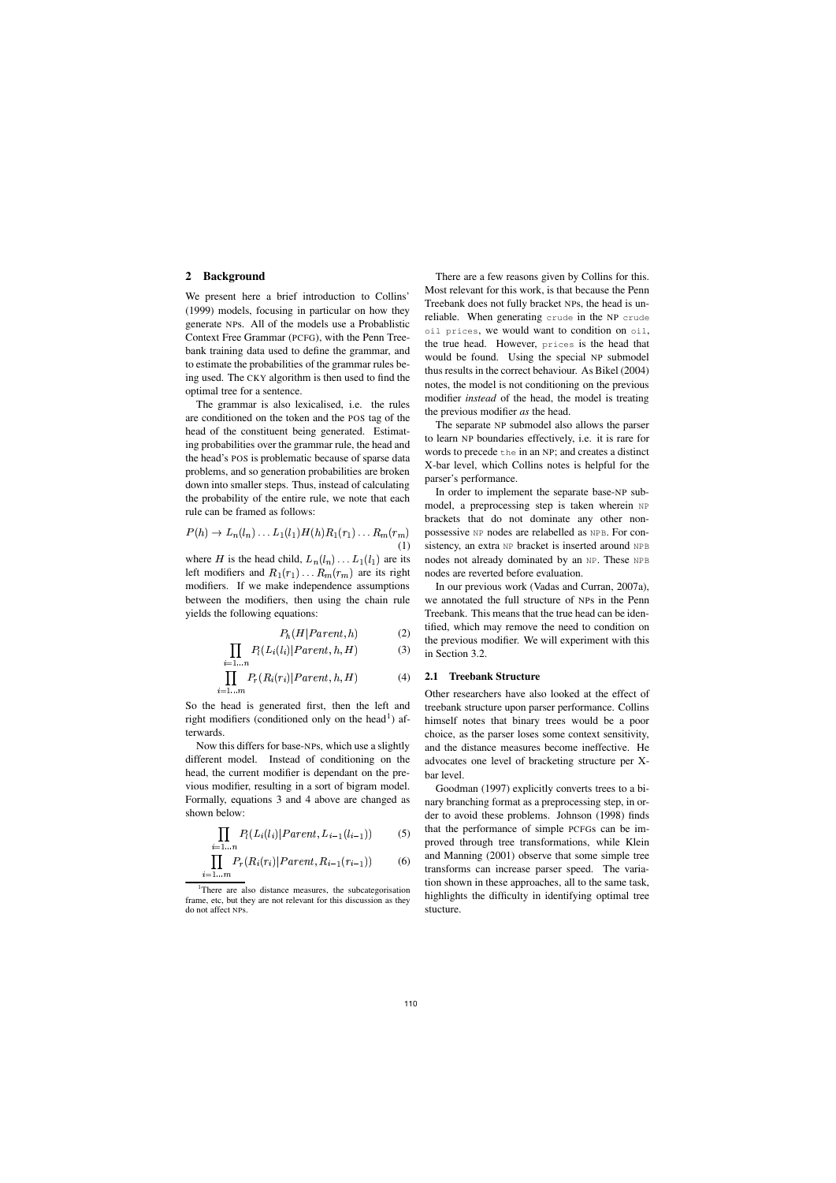## 2 Background

We present here a brief introduction to Collins' (1999) models, focusing in particular on how they generate NPs. All of the models use a Probablistic Context Free Grammar (PCFG), with the Penn Treebank training data used to define the grammar, and to estimate the probabilities of the grammar rules being used. The CKY algorithm is then used to find the optimal tree for a sentence.

The grammar is also lexicalised, i.e. the rules are conditioned on the token and the POS tag of the head of the constituent being generated. Estimating probabilities over the grammar rule, the head and the head's POS is problematic because of sparse data problems, and so generation probabilities are broken down into smaller steps. Thus, instead of calculating the probability of the entire rule, we note that each rule can be framed as follows:

$$P(h) \rightarrow L_n(l_n) \ldots L_1(l_1) H(h) R_1(r_1) \ldots R_m(r_m) \quad (1)$$

where $H$ is the head child, $L_n(l_n) \ldots L_1(l_1)$ are its left modifiers and $R_1(r_1) \ldots R_m(r_m)$ are its right modifiers. If we make independence assumptions between the modifiers, then using the chain rule yields the following equations:

$$P_h(H|Parent, h) \quad (2)$$

$$\prod_{i=1 \ldots n} P_l(L_i(l_i)|Parent, h, H) \quad (3)$$

$$\prod_{i=1 \ldots m} P_r(R_i(r_i)|Parent, h, H) \quad (4)$$

So the head is generated first, then the left and right modifiers (conditioned only on the head[1]) afterwards.

Now this differs for base-NPs, which use a slightly different model. Instead of conditioning on the head, the current modifier is dependant on the previous modifier, resulting in a sort of bigram model. Formally, equations 3 and 4 above are changed as shown below:

$$\prod_{i=1 \ldots n} P_l(L_i(l_i)|Parent, L_{i-1}(l_{i-1})) \quad (5)$$

$$\prod_{i=1 \ldots m} P_r(R_i(r_i)|Parent, R_{i-1}(r_{i-1})) \quad (6)$$

[1] There are also distance measures, the subcategorisation frame, etc, but they are not relevant for this discussion as they do not affect NPs.

There are a few reasons given by Collins for this. Most relevant for this work, is that because the Penn Treebank does not fully bracket NPs, the head is unreliable. When generating `crude` in the NP `crude oil prices`, we would want to condition on `oil`, the true head. However, `prices` is the head that would be found. Using the special NP submodel thus results in the correct behaviour. As Bikel (2004) notes, the model is not conditioning on the previous modifier *instead* of the head, the model is treating the previous modifier *as* the head.

The separate NP submodel also allows the parser to learn NP boundaries effectively, i.e. it is rare for words to precede `the` in an NP; and creates a distinct X-bar level, which Collins notes is helpful for the parser's performance.

In order to implement the separate base-NP submodel, a preprocessing step is taken wherein NP brackets that do not dominate any other non-possessive NP nodes are relabelled as NPB. For consistency, an extra NP bracket is inserted around NPB nodes not already dominated by an NP. These NPB nodes are reverted before evaluation.

In our previous work (Vadas and Curran, 2007a), we annotated the full structure of NPs in the Penn Treebank. This means that the true head can be identified, which may remove the need to condition on the previous modifier. We will experiment with this in Section 3.2.

### 2.1 Treebank Structure

Other researchers have also looked at the effect of treebank structure upon parser performance. Collins himself notes that binary trees would be a poor choice, as the parser loses some context sensitivity, and the distance measures become ineffective. He advocates one level of bracketing structure per X-bar level.

Goodman (1997) explicitly converts trees to a binary branching format as a preprocessing step, in order to avoid these problems. Johnson (1998) finds that the performance of simple PCFGs can be improved through tree transformations, while Klein and Manning (2001) observe that some simple tree transforms can increase parser speed. The variation shown in these approaches, all to the same task, highlights the difficulty in identifying optimal tree stucture.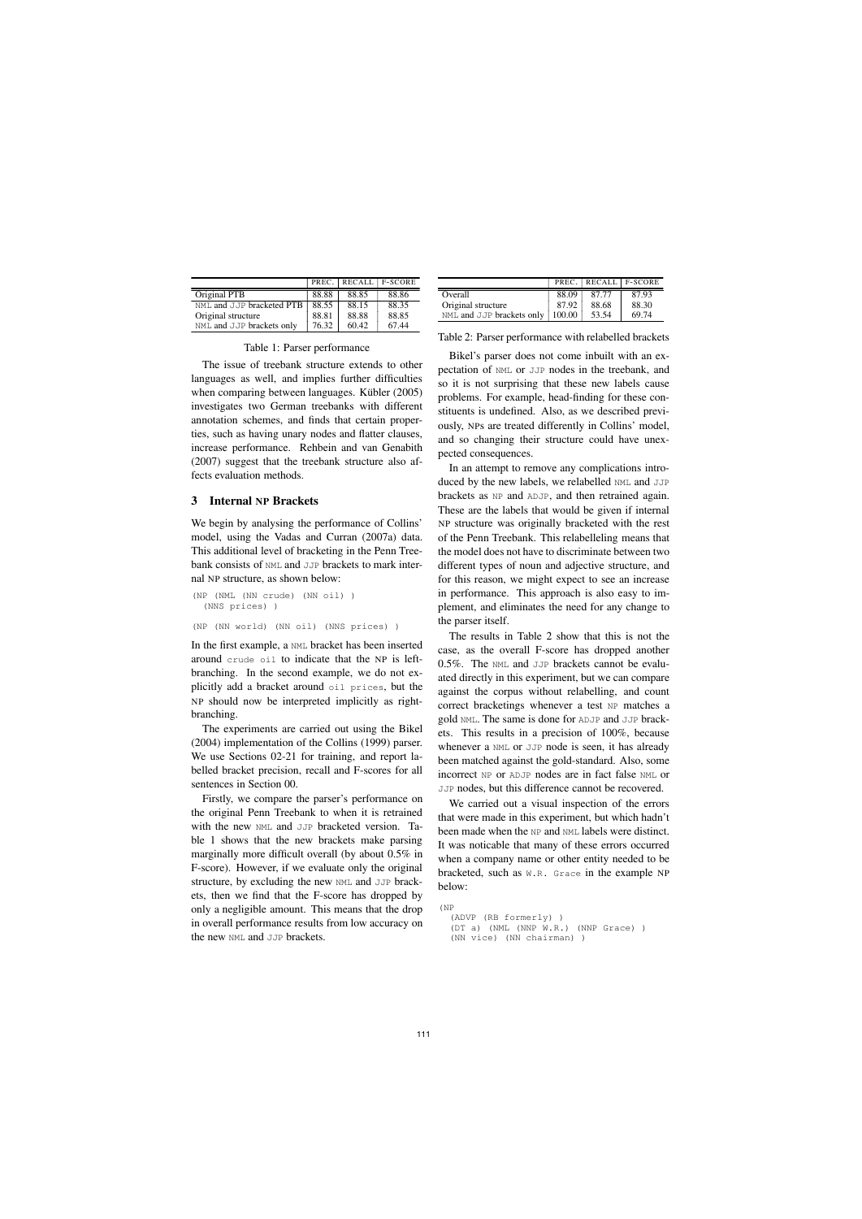| | PREC. | RECALL | F-SCORE |
|---|---|---|---|
| Original PTB | 88.88 | 88.85 | 88.86 |
| NML and JJP bracketed PTB | 88.55 | 88.15 | 88.35 |
| Original structure | 88.81 | 88.88 | 88.85 |
| NML and JJP brackets only | 76.32 | 60.42 | 67.44 |

Table 1: Parser performance

The issue of treebank structure extends to other languages as well, and implies further difficulties when comparing between languages. Kübler (2005) investigates two German treebanks with different annotation schemes, and finds that certain properties, such as having unary nodes and flatter clauses, increase performance. Rehbein and van Genabith (2007) suggest that the treebank structure also affects evaluation methods.

## 3 Internal NP Brackets

We begin by analysing the performance of Collins' model, using the Vadas and Curran (2007a) data. This additional level of bracketing in the Penn Treebank consists of NML and JJP brackets to mark internal NP structure, as shown below:

```
(NP (NML (NN crude) (NN oil) )
  (NNS prices) )

(NP (NN world) (NN oil) (NNS prices) )
```

In the first example, a NML bracket has been inserted around crude oil to indicate that the NP is left-branching. In the second example, we do not explicitly add a bracket around oil prices, but the NP should now be interpreted implicitly as right-branching.

The experiments are carried out using the Bikel (2004) implementation of the Collins (1999) parser. We use Sections 02-21 for training, and report labelled bracket precision, recall and F-scores for all sentences in Section 00.

Firstly, we compare the parser's performance on the original Penn Treebank to when it is retrained with the new NML and JJP bracketed version. Table 1 shows that the new brackets make parsing marginally more difficult overall (by about 0.5% in F-score). However, if we evaluate only the original structure, by excluding the new NML and JJP brackets, then we find that the F-score has dropped by only a negligible amount. This means that the drop in overall performance results from low accuracy on the new NML and JJP brackets.

| | PREC. | RECALL | F-SCORE |
|---|---|---|---|
| Overall | 88.09 | 87.77 | 87.93 |
| Original structure | 87.92 | 88.68 | 88.30 |
| NML and JJP brackets only | 100.00 | 53.54 | 69.74 |

Table 2: Parser performance with relabelled brackets

Bikel's parser does not come inbuilt with an expectation of NML or JJP nodes in the treebank, and so it is not surprising that these new labels cause problems. For example, head-finding for these constituents is undefined. Also, as we described previously, NPs are treated differently in Collins' model, and so changing their structure could have unexpected consequences.

In an attempt to remove any complications introduced by the new labels, we relabelled NML and JJP brackets as NP and ADJP, and then retrained again. These are the labels that would be given if internal NP structure was originally bracketed with the rest of the Penn Treebank. This relabelleling means that the model does not have to discriminate between two different types of noun and adjective structure, and for this reason, we might expect to see an increase in performance. This approach is also easy to implement, and eliminates the need for any change to the parser itself.

The results in Table 2 show that this is not the case, as the overall F-score has dropped another 0.5%. The NML and JJP brackets cannot be evaluated directly in this experiment, but we can compare against the corpus without relabelling, and count correct bracketings whenever a test NP matches a gold NML. The same is done for ADJP and JJP brackets. This results in a precision of 100%, because whenever a NML or JJP node is seen, it has already been matched against the gold-standard. Also, some incorrect NP or ADJP nodes are in fact false NML or JJP nodes, but this difference cannot be recovered.

We carried out a visual inspection of the errors that were made in this experiment, but which hadn't been made when the NP and NML labels were distinct. It was noticable that many of these errors occurred when a company name or other entity needed to be bracketed, such as W.R. Grace in the example NP below:

```
(NP
  (ADVP (RB formerly) )
  (DT a) (NML (NNP W.R.) (NNP Grace) )
  (NN vice) (NN chairman) )
```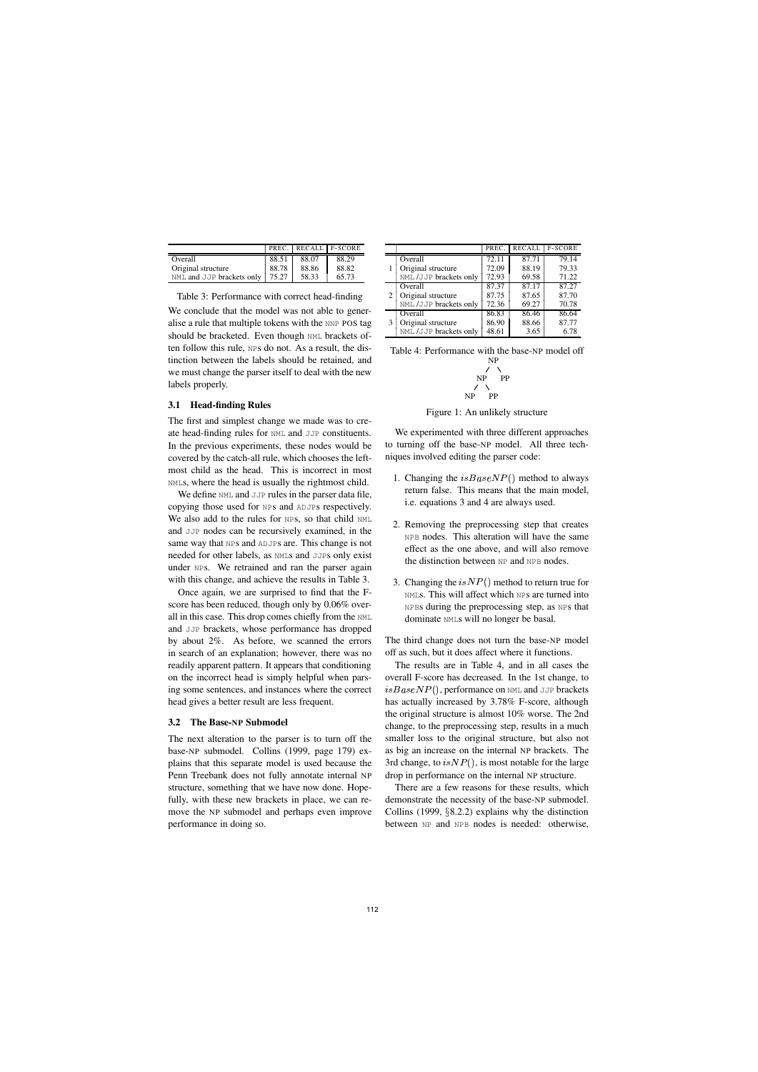| | PREC. | RECALL | F-SCORE |
|---|---|---|---|
| Overall | 88.51 | 88.07 | 88.29 |
| Original structure | 88.78 | 88.86 | 88.82 |
| NML and JJP brackets only | 75.27 | 58.33 | 65.73 |

Table 3: Performance with correct head-finding

We conclude that the model was not able to generalise a rule that multiple tokens with the NNP POS tag should be bracketed. Even though NML brackets often follow this rule, NPs do not. As a result, the distinction between the labels should be retained, and we must change the parser itself to deal with the new labels properly.

### 3.1 Head-finding Rules

The first and simplest change we made was to create head-finding rules for NML and JJP constituents. In the previous experiments, these nodes would be covered by the catch-all rule, which chooses the leftmost child as the head. This is incorrect in most NMLs, where the head is usually the rightmost child.

We define NML and JJP rules in the parser data file, copying those used for NPs and ADJPs respectively. We also add to the rules for NPs, so that child NML and JJP nodes can be recursively examined, in the same way that NPs and ADJPs are. This change is not needed for other labels, as NMLs and JJPs only exist under NPs. We retrained and ran the parser again with this change, and achieve the results in Table 3.

Once again, we are surprised to find that the F-score has been reduced, though only by 0.06% overall in this case. This drop comes chiefly from the NML and JJP brackets, whose performance has dropped by about 2%. As before, we scanned the errors in search of an explanation; however, there was no readily apparent pattern. It appears that conditioning on the incorrect head is simply helpful when parsing some sentences, and instances where the correct head gives a better result are less frequent.

### 3.2 The Base-NP Submodel

The next alteration to the parser is to turn off the base-NP submodel. Collins (1999, page 179) explains that this separate model is used because the Penn Treebank does not fully annotate internal NP structure, something that we have now done. Hopefully, with these new brackets in place, we can remove the NP submodel and perhaps even improve performance in doing so.

| | | PREC. | RECALL | F-SCORE |
|---|---|---|---|---|
| 1 | Overall | 72.11 | 87.71 | 79.14 |
| | Original structure | 72.09 | 88.19 | 79.33 |
| | NML /JJP brackets only | 72.93 | 69.58 | 71.22 |
| 2 | Overall | 87.37 | 87.17 | 87.27 |
| | Original structure | 87.75 | 87.65 | 87.70 |
| | NML /JJP brackets only | 72.36 | 69.27 | 70.78 |
| 3 | Overall | 86.83 | 86.46 | 86.64 |
| | Original structure | 86.90 | 88.66 | 87.77 |
| | NML /JJP brackets only | 48.61 | 3.65 | 6.78 |

Table 4: Performance with the base-NP model off

```
        NP
       /  \
     NP    PP
    /  \
  NP    PP
```

Figure 1: An unlikely structure

We experimented with three different approaches to turning off the base-NP model. All three techniques involved editing the parser code:

1. Changing the $isBaseNP()$ method to always return false. This means that the main model, i.e. equations 3 and 4 are always used.
2. Removing the preprocessing step that creates NPB nodes. This alteration will have the same effect as the one above, and will also remove the distinction between NP and NPB nodes.
3. Changing the $isNP()$ method to return true for NMLs. This will affect which NPs are turned into NPBs during the preprocessing step, as NPs that dominate NMLs will no longer be basal.

The third change does not turn the base-NP model off as such, but it does affect where it functions.

The results are in Table 4, and in all cases the overall F-score has decreased. In the 1st change, to $isBaseNP()$, performance on NML and JJP brackets has actually increased by 3.78% F-score, although the original structure is almost 10% worse. The 2nd change, to the preprocessing step, results in a much smaller loss to the original structure, but also not as big an increase on the internal NP brackets. The 3rd change, to $isNP()$, is most notable for the large drop in performance on the internal NP structure.

There are a few reasons for these results, which demonstrate the necessity of the base-NP submodel. Collins (1999, §8.2.2) explains why the distinction between NP and NPB nodes is needed: otherwise,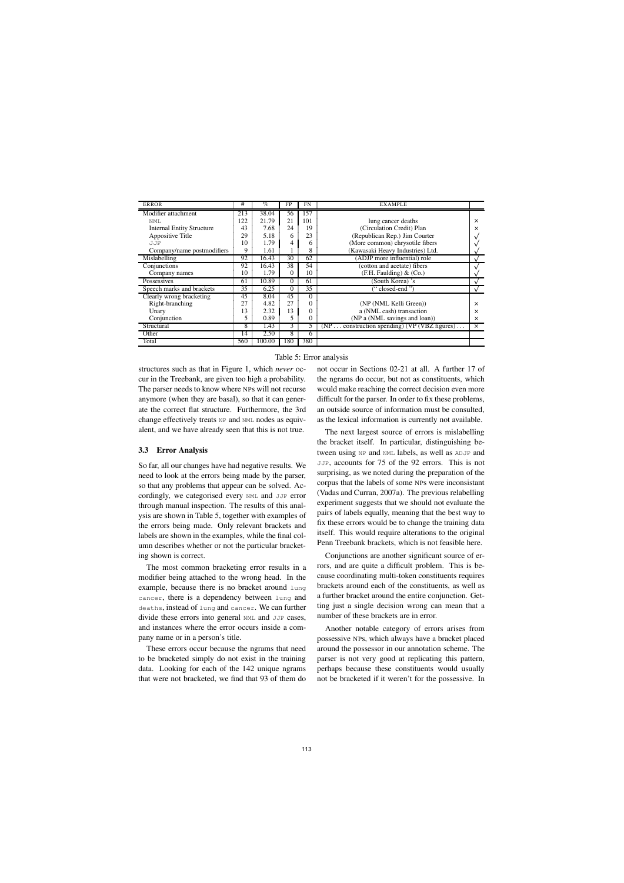| ERROR | # | % | FP | FN | EXAMPLE | |
|---|---|---|---|---|---|---|
| Modifier attachment | 213 | 38.04 | 56 | 157 | | |
| NML | 122 | 21.79 | 21 | 101 | lung cancer deaths | × |
| Internal Entity Structure | 43 | 7.68 | 24 | 19 | (Circulation Credit) Plan | × |
| Appositive Title | 29 | 5.18 | 6 | 23 | (Republican Rep.) Jim Courter | √ |
| JJP | 10 | 1.79 | 4 | 6 | (More common) chrysotile fibers | √ |
| Company/name postmodifiers | 9 | 1.61 | 1 | 8 | (Kawasaki Heavy Industries) Ltd. | √ |
| Mislabelling | 92 | 16.43 | 30 | 62 | (ADJP more influential) role | √ |
| Conjunctions | 92 | 16.43 | 38 | 54 | (cotton and acetate) fibers | √ |
| Company names | 10 | 1.79 | 0 | 10 | (F.H. Faulding) & (Co.) | √ |
| Possessives | 61 | 10.89 | 0 | 61 | (South Korea) 's | √ |
| Speech marks and brackets | 35 | 6.25 | 0 | 35 | (" closed-end ") | √ |
| Clearly wrong bracketing | 45 | 8.04 | 45 | 0 | | |
| Right-branching | 27 | 4.82 | 27 | 0 | (NP (NML Kelli Green)) | × |
| Unary | 13 | 2.32 | 13 | 0 | a (NML cash) transaction | × |
| Conjunction | 5 | 0.89 | 5 | 0 | (NP a (NML savings and loan)) | × |
| Structural | 8 | 1.43 | 3 | 5 | (NP ... construction spending) (VP (VBZ figures) ... | × |
| Other | 14 | 2.50 | 8 | 6 | | |
| Total | 560 | 100.00 | 180 | 380 | | |

Table 5: Error analysis

structures such as that in Figure 1, which *never* occur in the Treebank, are given too high a probability. The parser needs to know where NPs will not recurse anymore (when they are basal), so that it can generate the correct flat structure. Furthermore, the 3rd change effectively treats NP and NML nodes as equivalent, and we have already seen that this is not true.

### 3.3 Error Analysis

So far, all our changes have had negative results. We need to look at the errors being made by the parser, so that any problems that appear can be solved. Accordingly, we categorised every NML and JJP error through manual inspection. The results of this analysis are shown in Table 5, together with examples of the errors being made. Only relevant brackets and labels are shown in the examples, while the final column describes whether or not the particular bracketing shown is correct.

The most common bracketing error results in a modifier being attached to the wrong head. In the example, because there is no bracket around lung cancer, there is a dependency between lung and deaths, instead of lung and cancer. We can further divide these errors into general NML and JJP cases, and instances where the error occurs inside a company name or in a person's title.

These errors occur because the ngrams that need to be bracketed simply do not exist in the training data. Looking for each of the 142 unique ngrams that were not bracketed, we find that 93 of them do not occur in Sections 02-21 at all. A further 17 of the ngrams do occur, but not as constituents, which would make reaching the correct decision even more difficult for the parser. In order to fix these problems, an outside source of information must be consulted, as the lexical information is currently not available.

The next largest source of errors is mislabelling the bracket itself. In particular, distinguishing between using NP and NML labels, as well as ADJP and JJP, accounts for 75 of the 92 errors. This is not surprising, as we noted during the preparation of the corpus that the labels of some NPs were inconsistant (Vadas and Curran, 2007a). The previous relabelling experiment suggests that we should not evaluate the pairs of labels equally, meaning that the best way to fix these errors would be to change the training data itself. This would require alterations to the original Penn Treebank brackets, which is not feasible here.

Conjunctions are another significant source of errors, and are quite a difficult problem. This is because coordinating multi-token constituents requires brackets around each of the constituents, as well as a further bracket around the entire conjunction. Getting just a single decision wrong can mean that a number of these brackets are in error.

Another notable category of errors arises from possessive NPs, which always have a bracket placed around the possessor in our annotation scheme. The parser is not very good at replicating this pattern, perhaps because these constituents would usually not be bracketed if it weren't for the possessive. In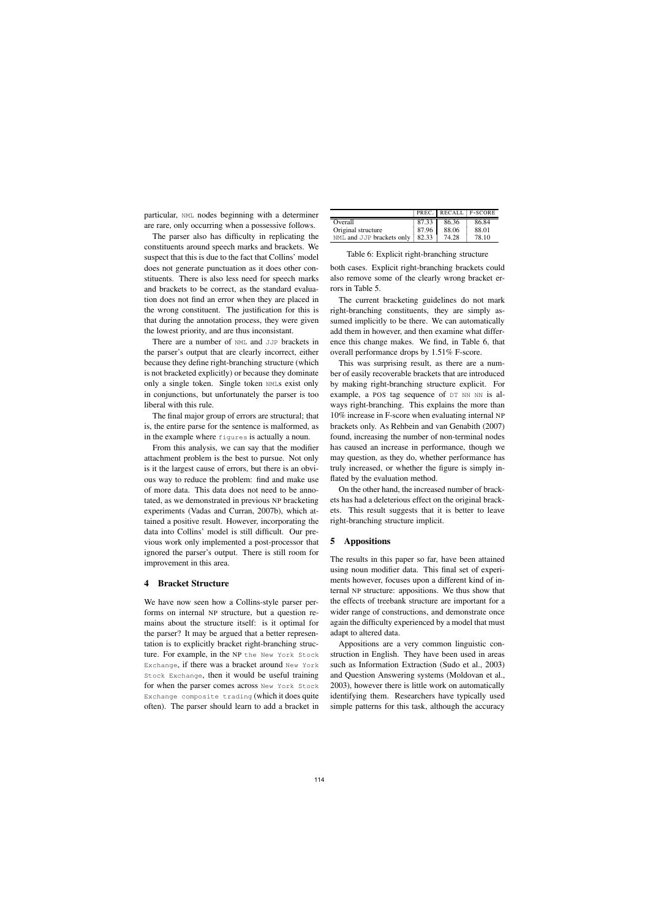particular, NML nodes beginning with a determiner are rare, only occurring when a possessive follows.

The parser also has difficulty in replicating the constituents around speech marks and brackets. We suspect that this is due to the fact that Collins' model does not generate punctuation as it does other constituents. There is also less need for speech marks and brackets to be correct, as the standard evaluation does not find an error when they are placed in the wrong constituent. The justification for this is that during the annotation process, they were given the lowest priority, and are thus inconsistant.

There are a number of NML and JJP brackets in the parser's output that are clearly incorrect, either because they define right-branching structure (which is not bracketed explicitly) or because they dominate only a single token. Single token NMLs exist only in conjunctions, but unfortunately the parser is too liberal with this rule.

The final major group of errors are structural; that is, the entire parse for the sentence is malformed, as in the example where `figures` is actually a noun.

From this analysis, we can say that the modifier attachment problem is the best to pursue. Not only is it the largest cause of errors, but there is an obvious way to reduce the problem: find and make use of more data. This data does not need to be annotated, as we demonstrated in previous NP bracketing experiments (Vadas and Curran, 2007b), which attained a positive result. However, incorporating the data into Collins' model is still difficult. Our previous work only implemented a post-processor that ignored the parser's output. There is still room for improvement in this area.

## 4 Bracket Structure

We have now seen how a Collins-style parser performs on internal NP structure, but a question remains about the structure itself: is it optimal for the parser? It may be argued that a better representation is to explicitly bracket right-branching structure. For example, in the NP `the New York Stock Exchange`, if there was a bracket around `New York Stock Exchange`, then it would be useful training for when the parser comes across `New York Stock Exchange composite trading` (which it does quite often). The parser should learn to add a bracket in both cases. Explicit right-branching brackets could also remove some of the clearly wrong bracket errors in Table 5.

|  | PREC. | RECALL | F-SCORE |
|---|---|---|---|
| Overall | 87.33 | 86.36 | 86.84 |
| Original structure | 87.96 | 88.06 | 88.01 |
| NML and JJP brackets only | 82.33 | 74.28 | 78.10 |

Table 6: Explicit right-branching structure

The current bracketing guidelines do not mark right-branching constituents, they are simply assumed implicitly to be there. We can automatically add them in however, and then examine what difference this change makes. We find, in Table 6, that overall performance drops by 1.51% F-score.

This was surprising result, as there are a number of easily recoverable brackets that are introduced by making right-branching structure explicit. For example, a POS tag sequence of DT NN NN is always right-branching. This explains the more than 10% increase in F-score when evaluating internal NP brackets only. As Rehbein and van Genabith (2007) found, increasing the number of non-terminal nodes has caused an increase in performance, though we may question, as they do, whether performance has truly increased, or whether the figure is simply inflated by the evaluation method.

On the other hand, the increased number of brackets has had a deleterious effect on the original brackets. This result suggests that it is better to leave right-branching structure implicit.

## 5 Appositions

The results in this paper so far, have been attained using noun modifier data. This final set of experiments however, focuses upon a different kind of internal NP structure: appositions. We thus show that the effects of treebank structure are important for a wider range of constructions, and demonstrate once again the difficulty experienced by a model that must adapt to altered data.

Appositions are a very common linguistic construction in English. They have been used in areas such as Information Extraction (Sudo et al., 2003) and Question Answering systems (Moldovan et al., 2003), however there is little work on automatically identifying them. Researchers have typically used simple patterns for this task, although the accuracy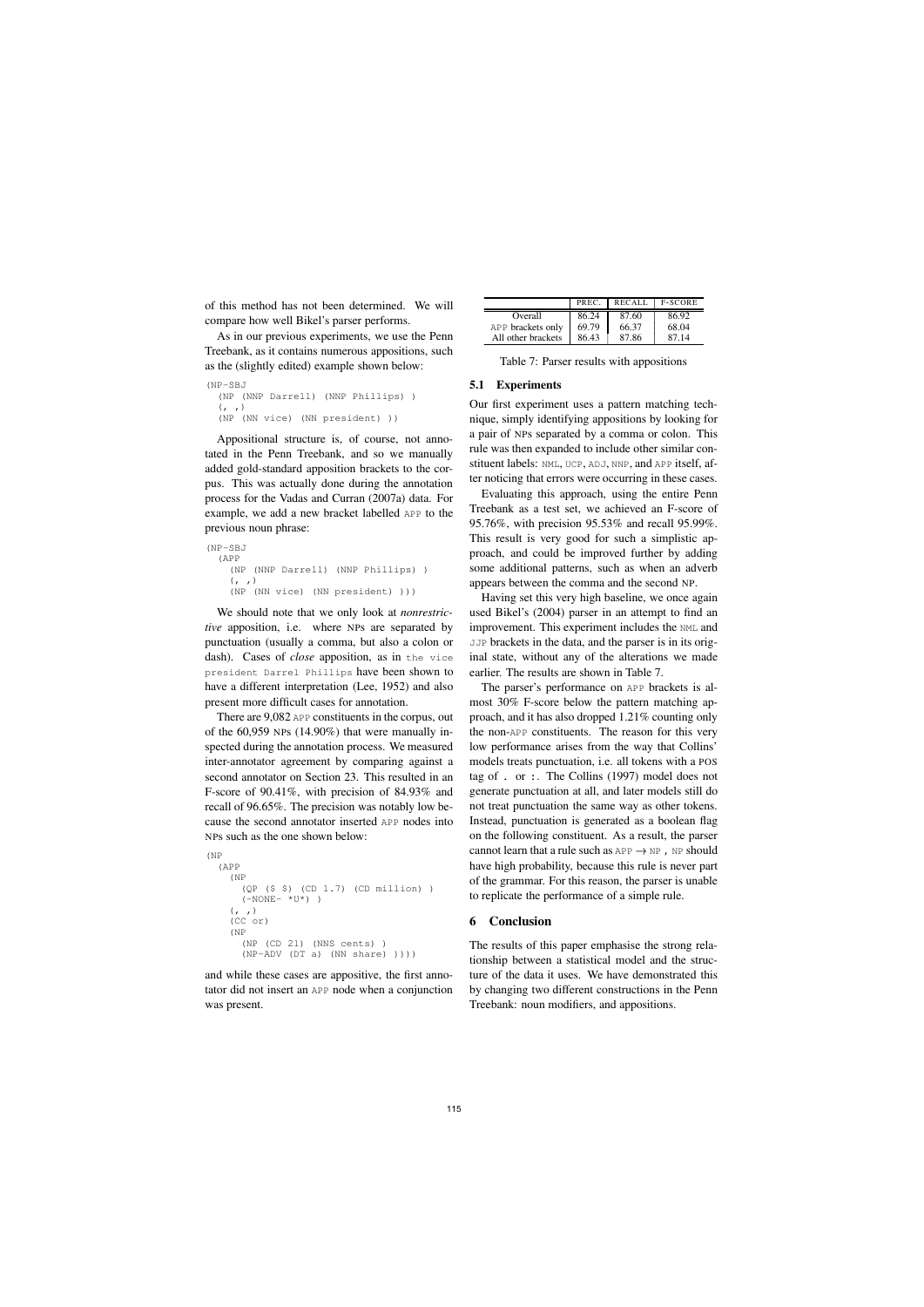of this method has not been determined. We will compare how well Bikel's parser performs.

As in our previous experiments, we use the Penn Treebank, as it contains numerous appositions, such as the (slightly edited) example shown below:

```
(NP-SBJ
  (NP (NNP Darrell) (NNP Phillips) )
  (, ,)
  (NP (NN vice) (NN president) ))
```

Appositional structure is, of course, not annotated in the Penn Treebank, and so we manually added gold-standard apposition brackets to the corpus. This was actually done during the annotation process for the Vadas and Curran (2007a) data. For example, we add a new bracket labelled APP to the previous noun phrase:

```
(NP-SBJ
  (APP
    (NP (NNP Darrell) (NNP Phillips) )
    (, ,)
    (NP (NN vice) (NN president) )))
```

We should note that we only look at *nonrestrictive* apposition, i.e. where NPs are separated by punctuation (usually a comma, but also a colon or dash). Cases of *close* apposition, as in `the vice president Darrel Phillips` have been shown to have a different interpretation (Lee, 1952) and also present more difficult cases for annotation.

There are 9,082 APP constituents in the corpus, out of the 60,959 NPs (14.90%) that were manually inspected during the annotation process. We measured inter-annotator agreement by comparing against a second annotator on Section 23. This resulted in an F-score of 90.41%, with precision of 84.93% and recall of 96.65%. The precision was notably low because the second annotator inserted APP nodes into NPs such as the one shown below:

```
(NP
  (APP
    (NP
      (QP ($ $) (CD 1.7) (CD million) )
      (-NONE- *U*) )
    (, ,)
    (CC or)
    (NP
      (NP (CD 21) (NNS cents) )
      (NP-ADV (DT a) (NN share) ))))
```

and while these cases are appositive, the first annotator did not insert an APP node when a conjunction was present.

| | PREC. | RECALL | F-SCORE |
|---|---|---|---|
| Overall | 86.24 | 87.60 | 86.92 |
| APP brackets only | 69.79 | 66.37 | 68.04 |
| All other brackets | 86.43 | 87.86 | 87.14 |

Table 7: Parser results with appositions

### 5.1 Experiments

Our first experiment uses a pattern matching technique, simply identifying appositions by looking for a pair of NPs separated by a comma or colon. This rule was then expanded to include other similar constituent labels: NML, UCP, ADJ, NNP, and APP itself, after noticing that errors were occurring in these cases.

Evaluating this approach, using the entire Penn Treebank as a test set, we achieved an F-score of 95.76%, with precision 95.53% and recall 95.99%. This result is very good for such a simplistic approach, and could be improved further by adding some additional patterns, such as when an adverb appears between the comma and the second NP.

Having set this very high baseline, we once again used Bikel's (2004) parser in an attempt to find an improvement. This experiment includes the NML and JJP brackets in the data, and the parser is in its original state, without any of the alterations we made earlier. The results are shown in Table 7.

The parser's performance on APP brackets is almost 30% F-score below the pattern matching approach, and it has also dropped 1.21% counting only the non-APP constituents. The reason for this very low performance arises from the way that Collins' models treats punctuation, i.e. all tokens with a POS tag of `.` or `:`. The Collins (1997) model does not generate punctuation at all, and later models still do not treat punctuation the same way as other tokens. Instead, punctuation is generated as a boolean flag on the following constituent. As a result, the parser cannot learn that a rule such as APP $\rightarrow$ NP , NP should have high probability, because this rule is never part of the grammar. For this reason, the parser is unable to replicate the performance of a simple rule.

## 6 Conclusion

The results of this paper emphasise the strong relationship between a statistical model and the structure of the data it uses. We have demonstrated this by changing two different constructions in the Penn Treebank: noun modifiers, and appositions.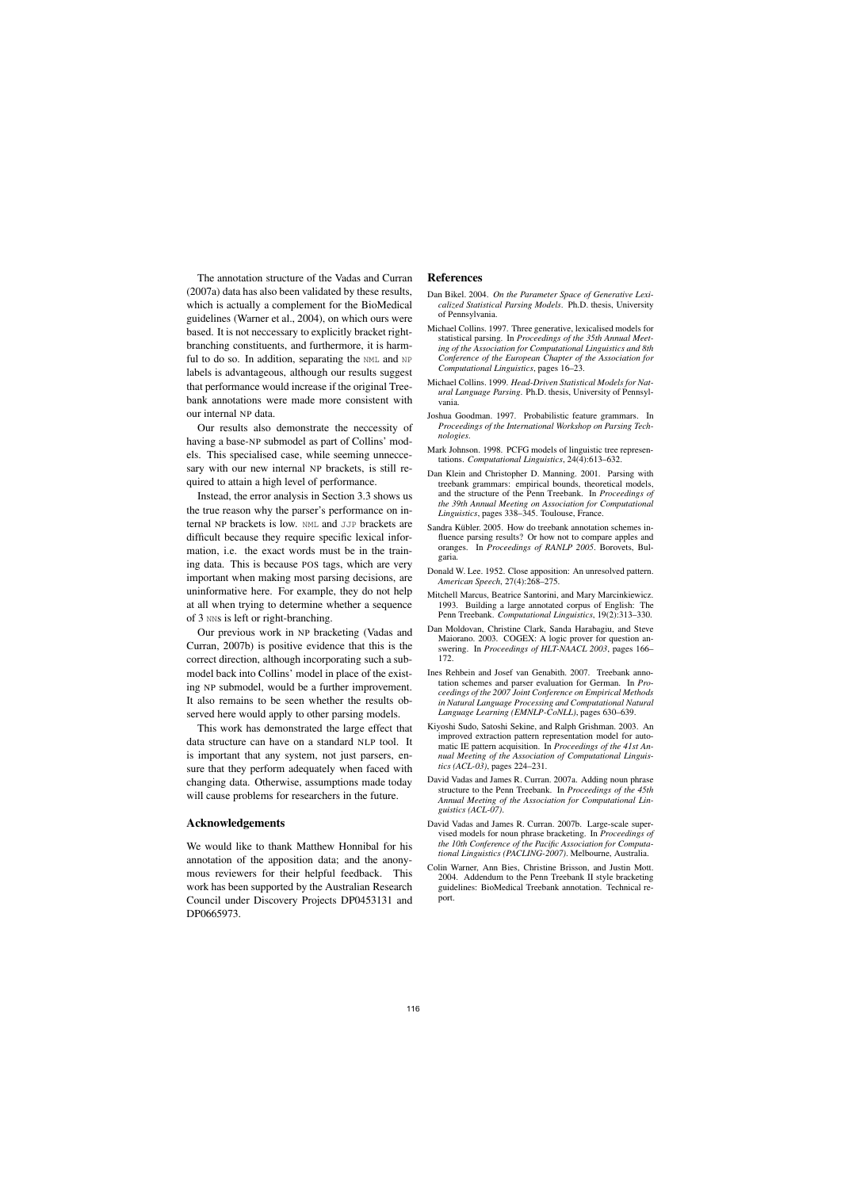The annotation structure of the Vadas and Curran (2007a) data has also been validated by these results, which is actually a complement for the BioMedical guidelines (Warner et al., 2004), on which ours were based. It is not neccessary to explicitly bracket right-branching constituents, and furthermore, it is harmful to do so. In addition, separating the NML and NP labels is advantageous, although our results suggest that performance would increase if the original Treebank annotations were made more consistent with our internal NP data.

Our results also demonstrate the neccessity of having a base-NP submodel as part of Collins' models. This specialised case, while seeming unneccesary with our new internal NP brackets, is still required to attain a high level of performance.

Instead, the error analysis in Section 3.3 shows us the true reason why the parser's performance on internal NP brackets is low. NML and JJP brackets are difficult because they require specific lexical information, i.e. the exact words must be in the training data. This is because POS tags, which are very important when making most parsing decisions, are uninformative here. For example, they do not help at all when trying to determine whether a sequence of 3 NNs is left or right-branching.

Our previous work in NP bracketing (Vadas and Curran, 2007b) is positive evidence that this is the correct direction, although incorporating such a submodel back into Collins' model in place of the existing NP submodel, would be a further improvement. It also remains to be seen whether the results observed here would apply to other parsing models.

This work has demonstrated the large effect that data structure can have on a standard NLP tool. It is important that any system, not just parsers, ensure that they perform adequately when faced with changing data. Otherwise, assumptions made today will cause problems for researchers in the future.

## Acknowledgements

We would like to thank Matthew Honnibal for his annotation of the apposition data; and the anonymous reviewers for their helpful feedback. This work has been supported by the Australian Research Council under Discovery Projects DP0453131 and DP0665973.

## References

Dan Bikel. 2004. *On the Parameter Space of Generative Lexicalized Statistical Parsing Models*. Ph.D. thesis, University of Pennsylvania.

Michael Collins. 1997. Three generative, lexicalised models for statistical parsing. In *Proceedings of the 35th Annual Meeting of the Association for Computational Linguistics and 8th Conference of the European Chapter of the Association for Computational Linguistics*, pages 16–23.

Michael Collins. 1999. *Head-Driven Statistical Models for Natural Language Parsing*. Ph.D. thesis, University of Pennsylvania.

Joshua Goodman. 1997. Probabilistic feature grammars. In *Proceedings of the International Workshop on Parsing Technologies*.

Mark Johnson. 1998. PCFG models of linguistic tree representations. *Computational Linguistics*, 24(4):613–632.

Dan Klein and Christopher D. Manning. 2001. Parsing with treebank grammars: empirical bounds, theoretical models, and the structure of the Penn Treebank. In *Proceedings of the 39th Annual Meeting on Association for Computational Linguistics*, pages 338–345. Toulouse, France.

Sandra Kübler. 2005. How do treebank annotation schemes influence parsing results? Or how not to compare apples and oranges. In *Proceedings of RANLP 2005*. Borovets, Bulgaria.

Donald W. Lee. 1952. Close apposition: An unresolved pattern. *American Speech*, 27(4):268–275.

Mitchell Marcus, Beatrice Santorini, and Mary Marcinkiewicz. 1993. Building a large annotated corpus of English: The Penn Treebank. *Computational Linguistics*, 19(2):313–330.

Dan Moldovan, Christine Clark, Sanda Harabagiu, and Steve Maiorano. 2003. COGEX: A logic prover for question answering. In *Proceedings of HLT-NAACL 2003*, pages 166–172.

Ines Rehbein and Josef van Genabith. 2007. Treebank annotation schemes and parser evaluation for German. In *Proceedings of the 2007 Joint Conference on Empirical Methods in Natural Language Processing and Computational Natural Language Learning (EMNLP-CoNLL)*, pages 630–639.

Kiyoshi Sudo, Satoshi Sekine, and Ralph Grishman. 2003. An improved extraction pattern representation model for automatic IE pattern acquisition. In *Proceedings of the 41st Annual Meeting of the Association of Computational Linguistics (ACL-03)*, pages 224–231.

David Vadas and James R. Curran. 2007a. Adding noun phrase structure to the Penn Treebank. In *Proceedings of the 45th Annual Meeting of the Association for Computational Linguistics (ACL-07)*.

David Vadas and James R. Curran. 2007b. Large-scale supervised models for noun phrase bracketing. In *Proceedings of the 10th Conference of the Pacific Association for Computational Linguistics (PACLING-2007)*. Melbourne, Australia.

Colin Warner, Ann Bies, Christine Brisson, and Justin Mott. 2004. Addendum to the Penn Treebank II style bracketing guidelines: BioMedical Treebank annotation. Technical report.